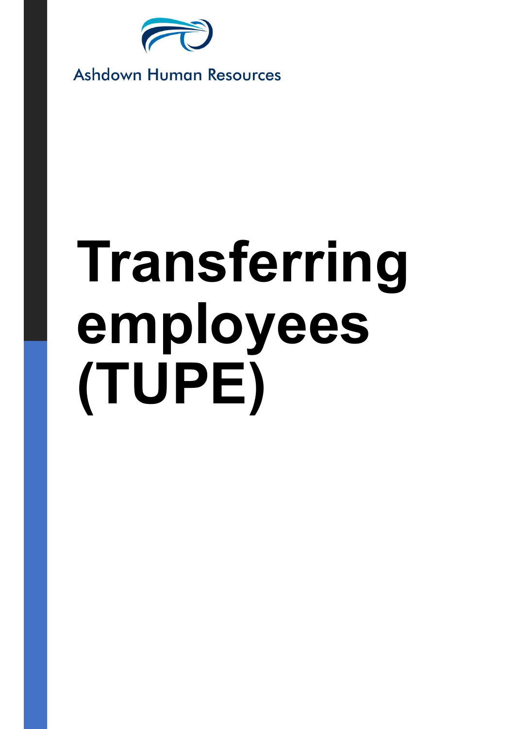Ashdown Human Resources

# Transferring employees (TUPE)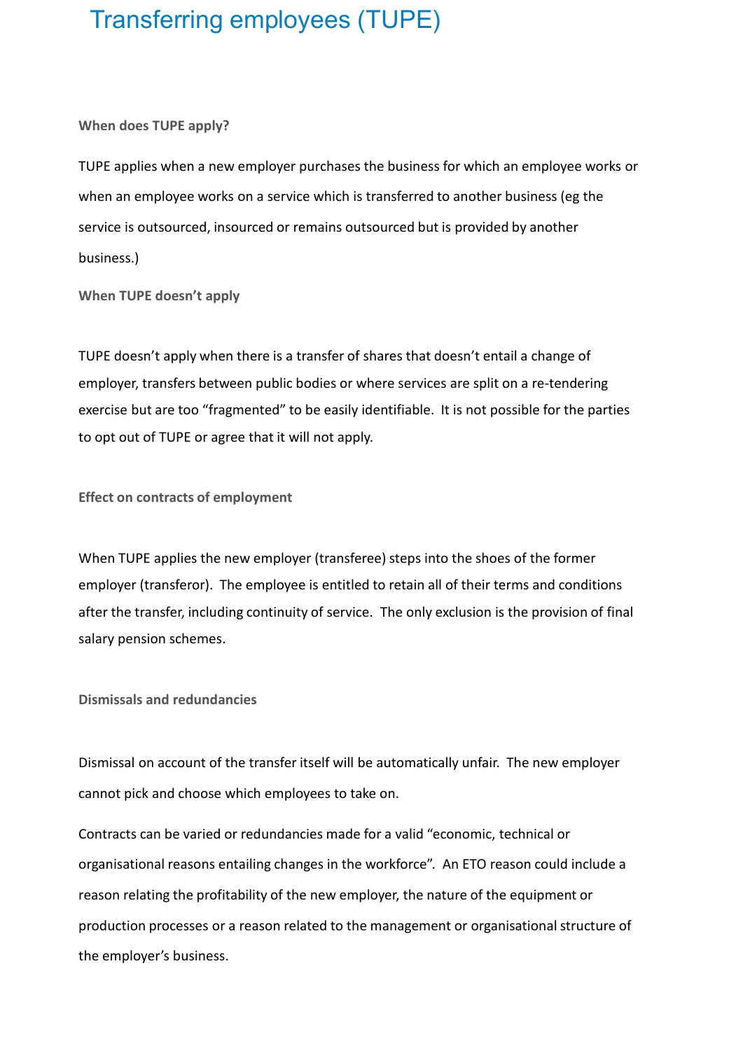# Transferring employees (TUPE)

### When does TUPE apply?

TUPE applies when a new employer purchases the business for which an employee works or when an employee works on a service which is transferred to another business (eg the service is outsourced, insourced or remains outsourced but is provided by another business.)

### When TUPE doesn't apply

TUPE doesn't apply when there is a transfer of shares that doesn't entail a change of employer, transfers between public bodies or where services are split on a re-tendering exercise but are too "fragmented" to be easily identifiable. It is not possible for the parties to opt out of TUPE or agree that it will not apply.

### Effect on contracts of employment

When TUPE applies the new employer (transferee) steps into the shoes of the former employer (transferor). The employee is entitled to retain all of their terms and conditions after the transfer, including continuity of service. The only exclusion is the provision of final salary pension schemes.

### Dismissals and redundancies

Dismissal on account of the transfer itself will be automatically unfair. The new employer cannot pick and choose which employees to take on.

Contracts can be varied or redundancies made for a valid "economic, technical or organisational reasons entailing changes in the workforce". An ETO reason could include a reason relating the profitability of the new employer, the nature of the equipment or production processes or a reason related to the management or organisational structure of the employer's business.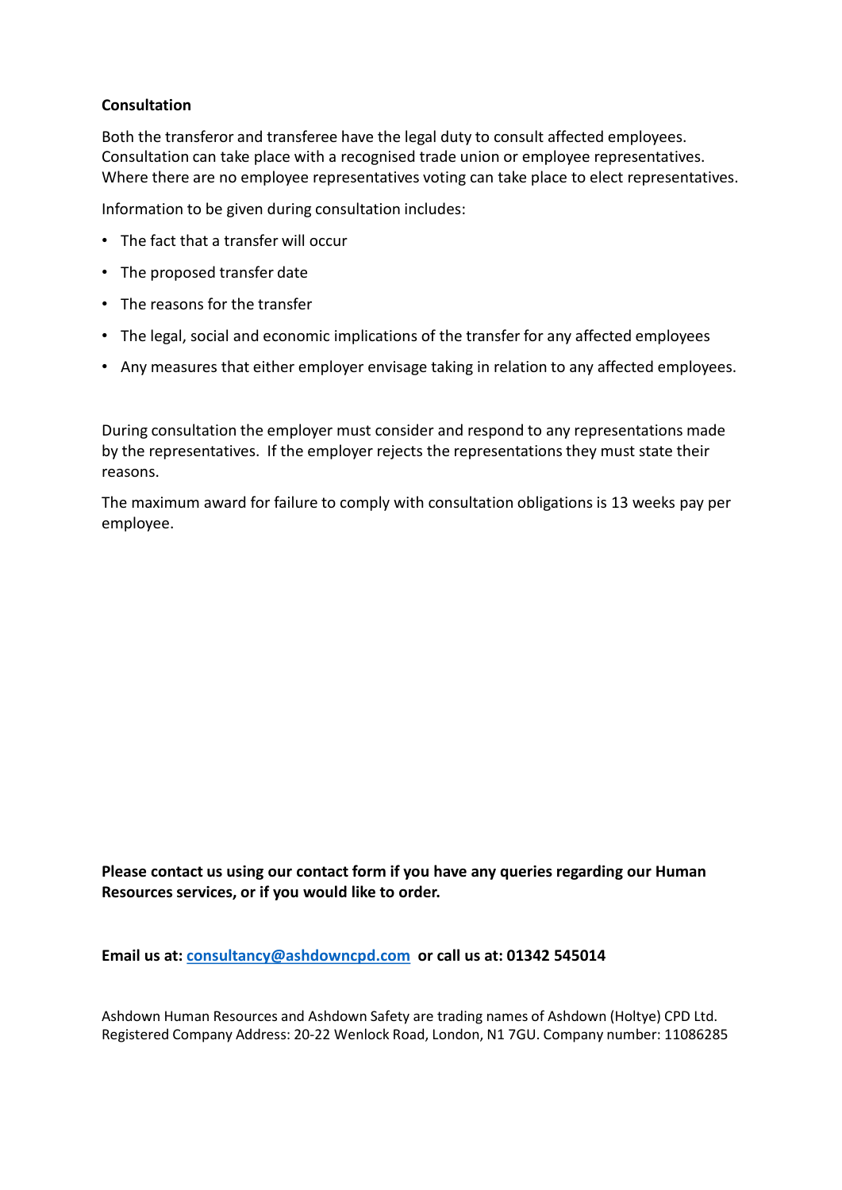**Consultation**

Both the transferor and transferee have the legal duty to consult affected employees. Consultation can take place with a recognised trade union or employee representatives. Where there are no employee representatives voting can take place to elect representatives.

Information to be given during consultation includes:

- The fact that a transfer will occur
- The proposed transfer date
- The reasons for the transfer
- The legal, social and economic implications of the transfer for any affected employees
- Any measures that either employer envisage taking in relation to any affected employees.

During consultation the employer must consider and respond to any representations made by the representatives. If the employer rejects the representations they must state their reasons.

The maximum award for failure to comply with consultation obligations is 13 weeks pay per employee.

**Please contact us using our contact form if you have any queries regarding our Human Resources services, or if you would like to order.**

**Email us at: consultancy@ashdowncpd.com or call us at: 01342 545014**

Ashdown Human Resources and Ashdown Safety are trading names of Ashdown (Holtye) CPD Ltd. Registered Company Address: 20-22 Wenlock Road, London, N1 7GU. Company number: 11086285